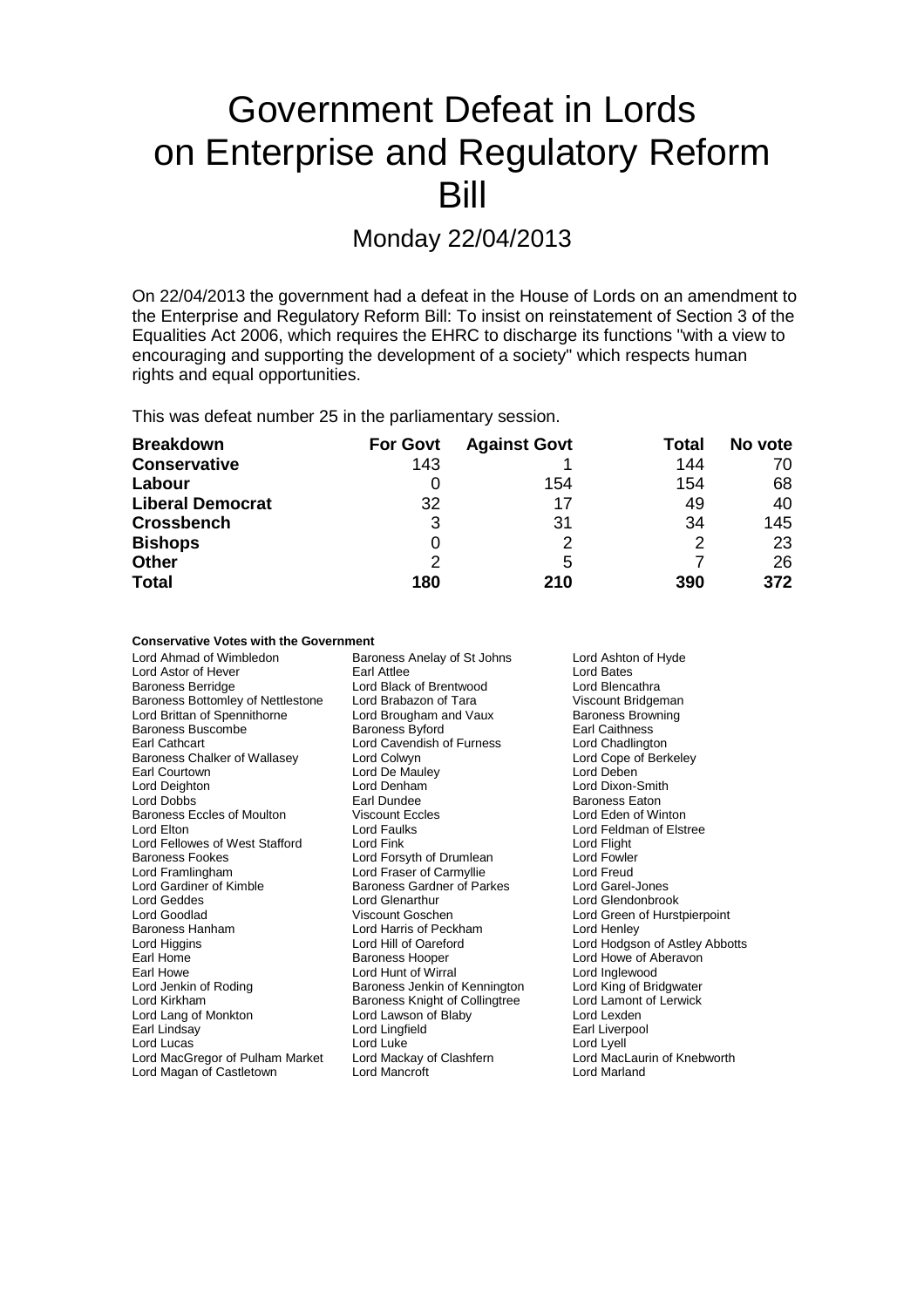# Government Defeat in Lords on Enterprise and Regulatory Reform Bill

## Monday 22/04/2013

On 22/04/2013 the government had a defeat in the House of Lords on an amendment to the Enterprise and Regulatory Reform Bill: To insist on reinstatement of Section 3 of the Equalities Act 2006, which requires the EHRC to discharge its functions "with a view to encouraging and supporting the development of a society" which respects human rights and equal opportunities.

This was defeat number 25 in the parliamentary session.

| Breakdown | For Govt | Against Govt | Total | No vote |
|---|---|---|---|---|
| **Conservative** | 143 | 1 | 144 | 70 |
| **Labour** | 0 | 154 | 154 | 68 |
| **Liberal Democrat** | 32 | 17 | 49 | 40 |
| **Crossbench** | 3 | 31 | 34 | 145 |
| **Bishops** | 0 | 2 | 2 | 23 |
| **Other** | 2 | 5 | 7 | 26 |
| **Total** | **180** | **210** | **390** | **372** |

**Conservative Votes with the Government**

Lord Ahmad of Wimbledon
Baroness Anelay of St Johns
Lord Ashton of Hyde
Lord Astor of Hever
Earl Attlee
Lord Bates
Baroness Berridge
Lord Black of Brentwood
Lord Blencathra
Baroness Bottomley of Nettlestone
Lord Brabazon of Tara
Viscount Bridgeman
Lord Brittan of Spennithorne
Lord Brougham and Vaux
Baroness Browning
Baroness Buscombe
Baroness Byford
Earl Caithness
Earl Cathcart
Lord Cavendish of Furness
Lord Chadlington
Baroness Chalker of Wallasey
Lord Colwyn
Lord Cope of Berkeley
Earl Courtown
Lord De Mauley
Lord Deben
Lord Deighton
Lord Denham
Lord Dixon-Smith
Lord Dobbs
Earl Dundee
Baroness Eaton
Baroness Eccles of Moulton
Viscount Eccles
Lord Eden of Winton
Lord Elton
Lord Faulks
Lord Feldman of Elstree
Lord Fellowes of West Stafford
Lord Fink
Lord Flight
Baroness Fookes
Lord Forsyth of Drumlean
Lord Fowler
Lord Framlingham
Lord Fraser of Carmyllie
Lord Freud
Lord Gardiner of Kimble
Baroness Gardner of Parkes
Lord Garel-Jones
Lord Geddes
Lord Glenarthur
Lord Glendonbrook
Lord Goodlad
Viscount Goschen
Lord Green of Hurstpierpoint
Baroness Hanham
Lord Harris of Peckham
Lord Henley
Lord Higgins
Lord Hill of Oareford
Lord Hodgson of Astley Abbotts
Earl Home
Baroness Hooper
Lord Howe of Aberavon
Earl Howe
Lord Hunt of Wirral
Lord Inglewood
Lord Jenkin of Roding
Baroness Jenkin of Kennington
Lord King of Bridgwater
Lord Kirkham
Baroness Knight of Collingtree
Lord Lamont of Lerwick
Lord Lang of Monkton
Lord Lawson of Blaby
Lord Lexden
Earl Lindsay
Lord Lingfield
Earl Liverpool
Lord Lucas
Lord Luke
Lord Lyell
Lord MacGregor of Pulham Market
Lord Mackay of Clashfern
Lord MacLaurin of Knebworth
Lord Magan of Castletown
Lord Mancroft
Lord Marland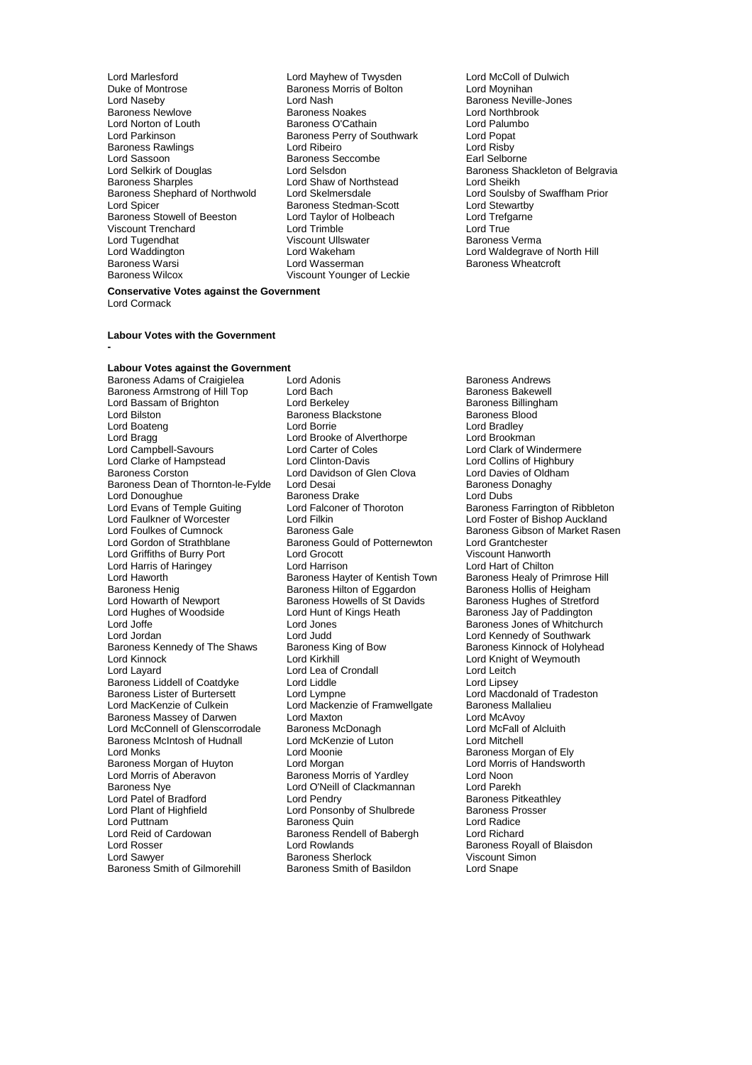Lord Marlesford
Lord Mayhew of Twysden
Lord McColl of Dulwich
Duke of Montrose
Baroness Morris of Bolton
Lord Moynihan
Lord Naseby
Lord Nash
Baroness Neville-Jones
Baroness Newlove
Baroness Noakes
Lord Northbrook
Lord Norton of Louth
Baroness O'Cathain
Lord Palumbo
Lord Parkinson
Baroness Perry of Southwark
Lord Popat
Baroness Rawlings
Lord Ribeiro
Lord Risby
Lord Sassoon
Baroness Seccombe
Earl Selborne
Lord Selkirk of Douglas
Lord Selsdon
Baroness Shackleton of Belgravia
Baroness Sharples
Lord Shaw of Northstead
Lord Sheikh
Baroness Shephard of Northwold
Lord Skelmersdale
Lord Soulsby of Swaffham Prior
Lord Spicer
Baroness Stedman-Scott
Lord Stewartby
Baroness Stowell of Beeston
Lord Taylor of Holbeach
Lord Trefgarne
Viscount Trenchard
Lord Trimble
Lord True
Lord Tugendhat
Viscount Ullswater
Baroness Verma
Lord Waddington
Lord Wakeham
Lord Waldegrave of North Hill
Baroness Warsi
Lord Wasserman
Baroness Wheatcroft
Baroness Wilcox
Viscount Younger of Leckie

**Conservative Votes against the Government**

Lord Cormack

**Labour Votes with the Government**

-

**Labour Votes against the Government**

Baroness Adams of Craigielea
Lord Adonis
Baroness Andrews
Baroness Armstrong of Hill Top
Lord Bach
Baroness Bakewell
Lord Bassam of Brighton
Lord Berkeley
Baroness Billingham
Lord Bilston
Baroness Blackstone
Baroness Blood
Lord Boateng
Lord Borrie
Lord Bradley
Lord Bragg
Lord Brooke of Alverthorpe
Lord Brookman
Lord Campbell-Savours
Lord Carter of Coles
Lord Clark of Windermere
Lord Clarke of Hampstead
Lord Clinton-Davis
Lord Collins of Highbury
Baroness Corston
Lord Davidson of Glen Clova
Lord Davies of Oldham
Baroness Dean of Thornton-le-Fylde
Lord Desai
Baroness Donaghy
Lord Donoughue
Baroness Drake
Lord Dubs
Lord Evans of Temple Guiting
Lord Falconer of Thoroton
Baroness Farrington of Ribbleton
Lord Faulkner of Worcester
Lord Filkin
Lord Foster of Bishop Auckland
Lord Foulkes of Cumnock
Baroness Gale
Baroness Gibson of Market Rasen
Lord Gordon of Strathblane
Baroness Gould of Potternewton
Lord Grantchester
Lord Griffiths of Burry Port
Lord Grocott
Viscount Hanworth
Lord Harris of Haringey
Lord Harrison
Lord Hart of Chilton
Lord Haworth
Baroness Hayter of Kentish Town
Baroness Healy of Primrose Hill
Baroness Henig
Baroness Hilton of Eggardon
Baroness Hollis of Heigham
Lord Howarth of Newport
Baroness Howells of St Davids
Baroness Hughes of Stretford
Lord Hughes of Woodside
Lord Hunt of Kings Heath
Baroness Jay of Paddington
Lord Joffe
Lord Jones
Baroness Jones of Whitchurch
Lord Jordan
Lord Judd
Lord Kennedy of Southwark
Baroness Kennedy of The Shaws
Baroness King of Bow
Baroness Kinnock of Holyhead
Lord Kinnock
Lord Kirkhill
Lord Knight of Weymouth
Lord Layard
Lord Lea of Crondall
Lord Leitch
Baroness Liddell of Coatdyke
Lord Liddle
Lord Lipsey
Baroness Lister of Burtersett
Lord Lympne
Lord Macdonald of Tradeston
Lord MacKenzie of Culkein
Lord Mackenzie of Framwellgate
Baroness Mallalieu
Baroness Massey of Darwen
Lord Maxton
Lord McAvoy
Lord McConnell of Glenscorrodale
Baroness McDonagh
Lord McFall of Alcluith
Baroness McIntosh of Hudnall
Lord McKenzie of Luton
Lord Mitchell
Lord Monks
Lord Moonie
Baroness Morgan of Ely
Baroness Morgan of Huyton
Lord Morgan
Lord Morris of Handsworth
Lord Morris of Aberavon
Baroness Morris of Yardley
Lord Noon
Baroness Nye
Lord O'Neill of Clackmannan
Lord Parekh
Lord Patel of Bradford
Lord Pendry
Baroness Pitkeathley
Lord Plant of Highfield
Lord Ponsonby of Shulbrede
Baroness Prosser
Lord Puttnam
Baroness Quin
Lord Radice
Lord Reid of Cardowan
Baroness Rendell of Babergh
Lord Richard
Lord Rosser
Lord Rowlands
Baroness Royall of Blaisdon
Lord Sawyer
Baroness Sherlock
Viscount Simon
Baroness Smith of Gilmorehill
Baroness Smith of Basildon
Lord Snape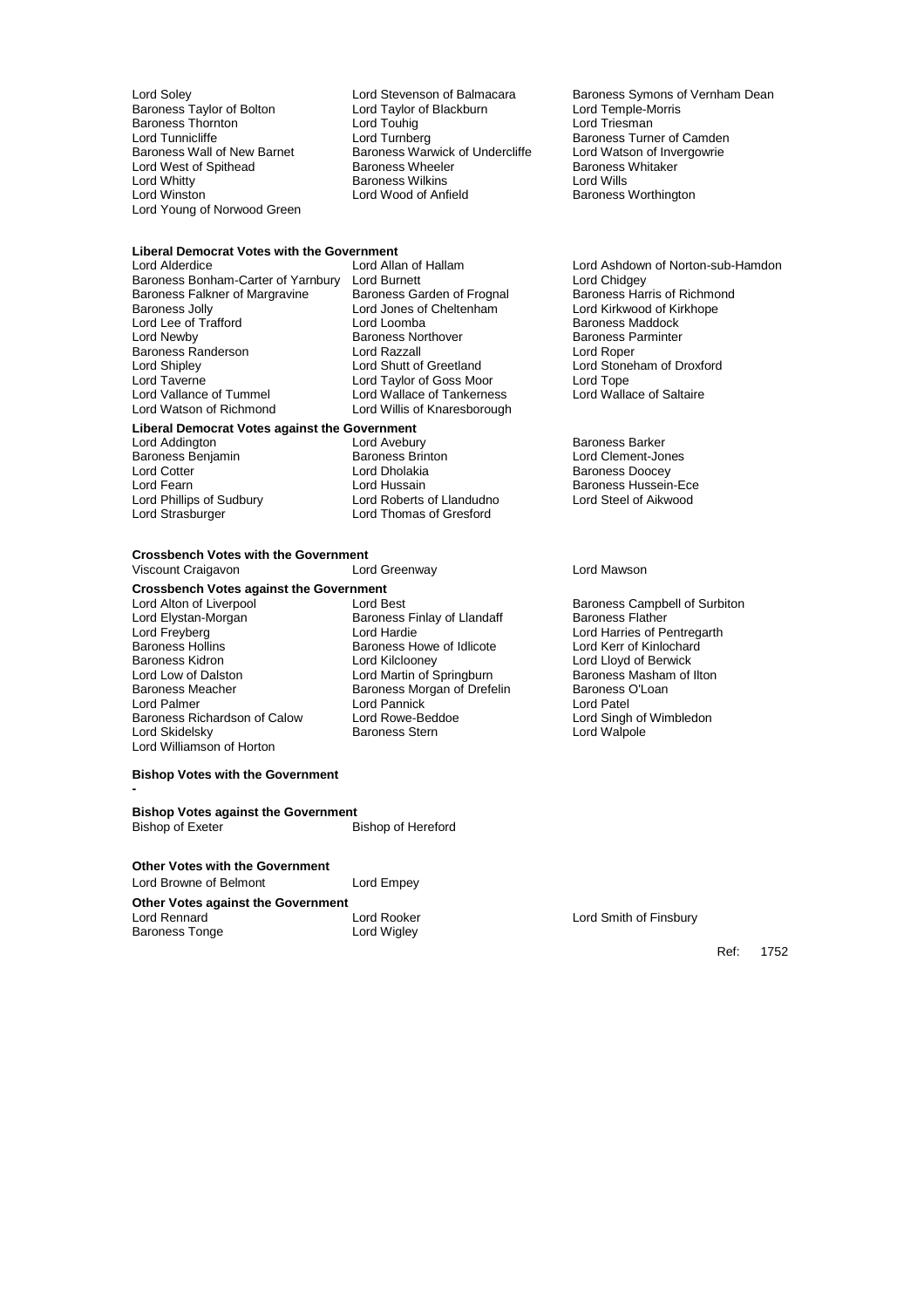Lord Soley
Baroness Taylor of Bolton
Baroness Thornton
Lord Tunnicliffe
Baroness Wall of New Barnet
Lord West of Spithead
Lord Whitty
Lord Winston
Lord Young of Norwood Green
Lord Stevenson of Balmacara
Lord Taylor of Blackburn
Lord Touhig
Lord Turnberg
Baroness Warwick of Undercliffe
Baroness Wheeler
Baroness Wilkins
Lord Wood of Anfield
Baroness Symons of Vernham Dean
Lord Temple-Morris
Lord Triesman
Baroness Turner of Camden
Lord Watson of Invergowrie
Baroness Whitaker
Lord Wills
Baroness Worthington

**Liberal Democrat Votes with the Government**

Lord Alderdice
Baroness Bonham-Carter of Yarnbury
Baroness Falkner of Margravine
Baroness Jolly
Lord Lee of Trafford
Lord Newby
Baroness Randerson
Lord Shipley
Lord Taverne
Lord Vallance of Tummel
Lord Watson of Richmond
Lord Allan of Hallam
Lord Burnett
Baroness Garden of Frognal
Lord Jones of Cheltenham
Lord Loomba
Baroness Northover
Lord Razzall
Lord Shutt of Greetland
Lord Taylor of Goss Moor
Lord Wallace of Tankerness
Lord Willis of Knaresborough
Lord Ashdown of Norton-sub-Hamdon
Lord Chidgey
Baroness Harris of Richmond
Lord Kirkwood of Kirkhope
Baroness Maddock
Baroness Parminter
Lord Roper
Lord Stoneham of Droxford
Lord Tope
Lord Wallace of Saltaire

**Liberal Democrat Votes against the Government**

Lord Addington
Baroness Benjamin
Lord Cotter
Lord Fearn
Lord Phillips of Sudbury
Lord Strasburger
Lord Avebury
Baroness Brinton
Lord Dholakia
Lord Hussain
Lord Roberts of Llandudno
Lord Thomas of Gresford
Baroness Barker
Lord Clement-Jones
Baroness Doocey
Baroness Hussein-Ece
Lord Steel of Aikwood

**Crossbench Votes with the Government**

Viscount Craigavon
Lord Greenway
Lord Mawson

**Crossbench Votes against the Government**

Lord Alton of Liverpool
Lord Elystan-Morgan
Lord Freyberg
Baroness Hollins
Baroness Kidron
Lord Low of Dalston
Baroness Meacher
Lord Palmer
Baroness Richardson of Calow
Lord Skidelsky
Lord Williamson of Horton
Lord Best
Baroness Finlay of Llandaff
Lord Hardie
Baroness Howe of Idlicote
Lord Kilclooney
Lord Martin of Springburn
Baroness Morgan of Drefelin
Lord Pannick
Lord Rowe-Beddoe
Baroness Stern
Baroness Campbell of Surbiton
Baroness Flather
Lord Harries of Pentregarth
Lord Kerr of Kinlochard
Lord Lloyd of Berwick
Baroness Masham of Ilton
Baroness O'Loan
Lord Patel
Lord Singh of Wimbledon
Lord Walpole

**Bishop Votes with the Government**

-

**Bishop Votes against the Government**

Bishop of Exeter
Bishop of Hereford

**Other Votes with the Government**

Lord Browne of Belmont
Lord Empey

**Other Votes against the Government**

Lord Rennard
Baroness Tonge
Lord Rooker
Lord Wigley
Lord Smith of Finsbury

Ref: 1752